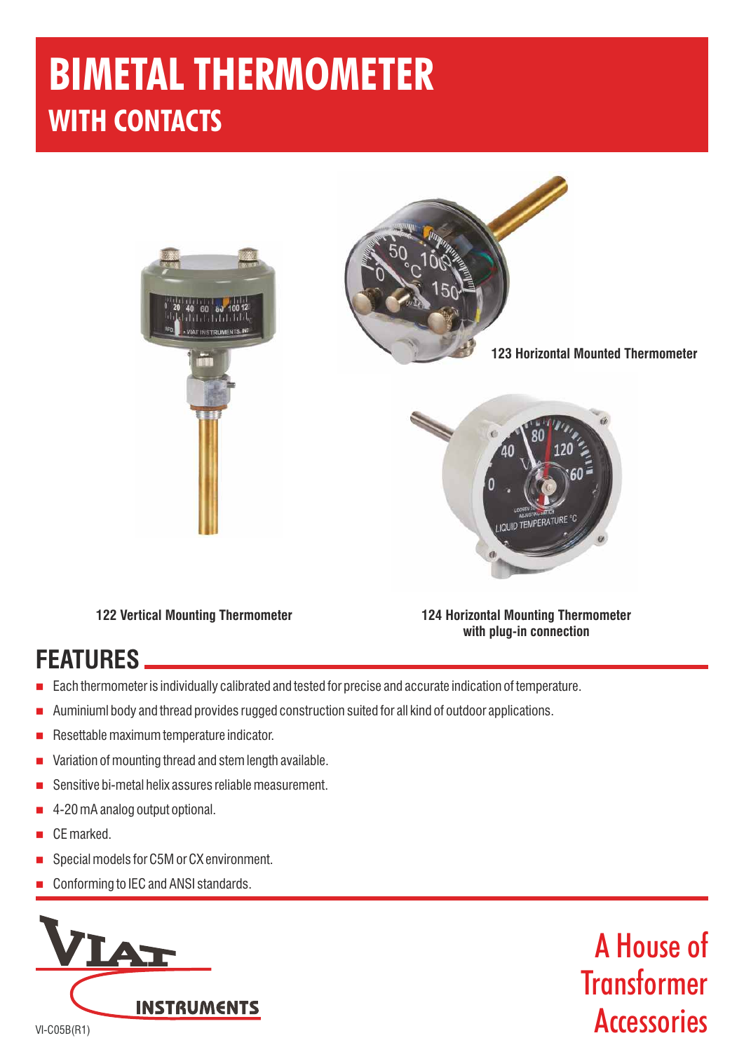# BIMETAL THERMOMETER
## WITH CONTACTS

123 Horizontal Mounted Thermometer

122 Vertical Mounting Thermometer

124 Horizontal Mounting Thermometer with plug-in connection

## FEATURES

- Each thermometer is individually calibrated and tested for precise and accurate indication of temperature.
- Auminiuml body and thread provides rugged construction suited for all kind of outdoor applications.
- Resettable maximum temperature indicator.
- Variation of mounting thread and stem length available.
- Sensitive bi-metal helix assures reliable measurement.
- 4-20 mA analog output optional.
- CE marked.
- Special models for C5M or CX environment.
- Conforming to IEC and ANSI standards.

VIAT INSTRUMENTS

VI-C05B(R1)

A House of Transformer Accessories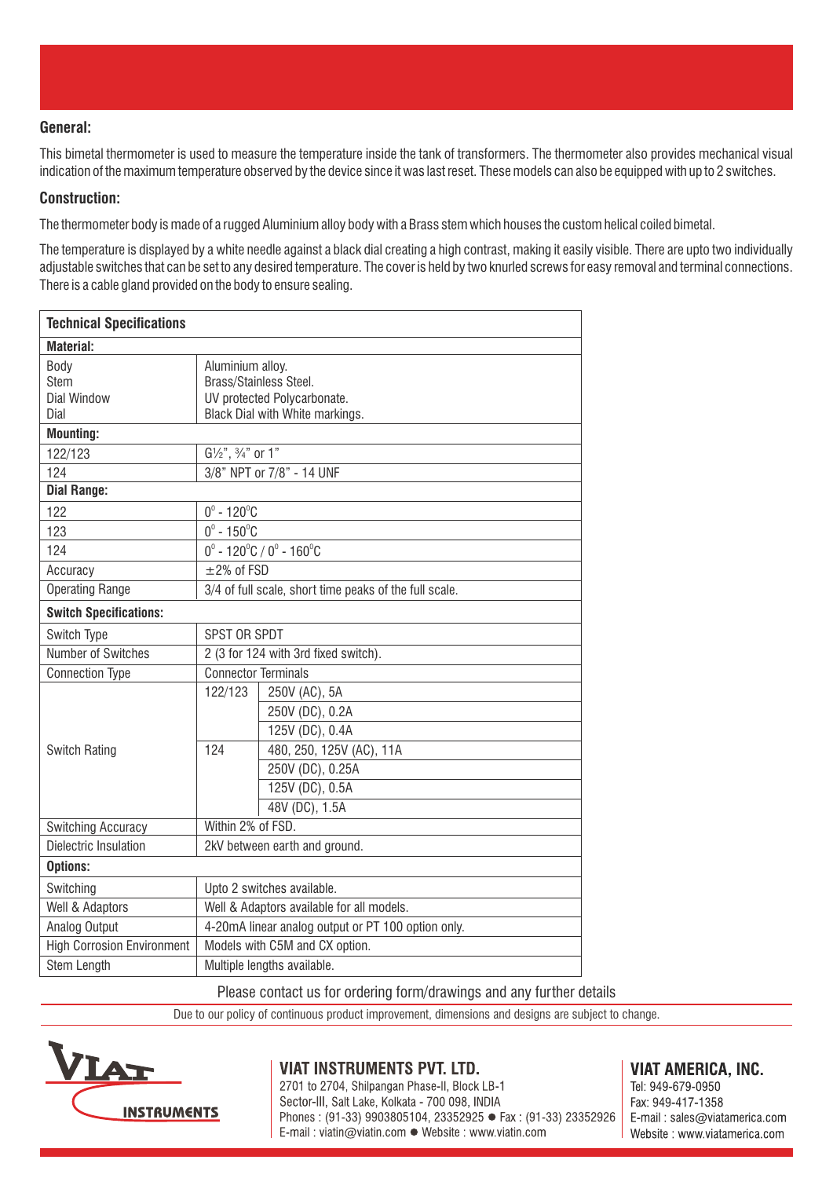## General:

This bimetal thermometer is used to measure the temperature inside the tank of transformers. The thermometer also provides mechanical visual indication of the maximum temperature observed by the device since it was last reset. These models can also be equipped with up to 2 switches.

## Construction:

The thermometer body is made of a rugged Aluminium alloy body with a Brass stem which houses the custom helical coiled bimetal.

The temperature is displayed by a white needle against a black dial creating a high contrast, making it easily visible. There are upto two individually adjustable switches that can be set to any desired temperature. The cover is held by two knurled screws for easy removal and terminal connections. There is a cable gland provided on the body to ensure sealing.

| Technical Specifications | | |
|---|---|---|
| **Material:** | | |
| Body<br>Stem<br>Dial Window<br>Dial | Aluminium alloy.<br>Brass/Stainless Steel.<br>UV protected Polycarbonate.<br>Black Dial with White markings. | |
| **Mounting:** | | |
| 122/123 | G½", ¾" or 1" | |
| 124 | 3/8" NPT or 7/8" - 14 UNF | |
| **Dial Range:** | | |
| 122 | 0° - 120°C | |
| 123 | 0° - 150°C | |
| 124 | 0° - 120°C / 0° - 160°C | |
| Accuracy | ±2% of FSD | |
| Operating Range | 3/4 of full scale, short time peaks of the full scale. | |
| **Switch Specifications:** | | |
| Switch Type | SPST OR SPDT | |
| Number of Switches | 2 (3 for 124 with 3rd fixed switch). | |
| Connection Type | Connector Terminals | |
| Switch Rating | 122/123 | 250V (AC), 5A |
| | | 250V (DC), 0.2A |
| | | 125V (DC), 0.4A |
| | 124 | 480, 250, 125V (AC), 11A |
| | | 250V (DC), 0.25A |
| | | 125V (DC), 0.5A |
| | | 48V (DC), 1.5A |
| Switching Accuracy | Within 2% of FSD. | |
| Dielectric Insulation | 2kV between earth and ground. | |
| **Options:** | | |
| Switching | Upto 2 switches available. | |
| Well & Adaptors | Well & Adaptors available for all models. | |
| Analog Output | 4-20mA linear analog output or PT 100 option only. | |
| High Corrosion Environment | Models with C5M and CX option. | |
| Stem Length | Multiple lengths available. | |

Please contact us for ordering form/drawings and any further details

Due to our policy of continuous product improvement, dimensions and designs are subject to change.

VIAT INSTRUMENTS

**VIAT INSTRUMENTS PVT. LTD.**
2701 to 2704, Shilpangan Phase-II, Block LB-1
Sector-III, Salt Lake, Kolkata - 700 098, INDIA
Phones : (91-33) 9903805104, 23352925 ● Fax : (91-33) 23352926
E-mail : viatin@viatin.com ● Website : www.viatin.com

**VIAT AMERICA, INC.**
Tel: 949-679-0950
Fax: 949-417-1358
E-mail : sales@viatamerica.com
Website : www.viatamerica.com